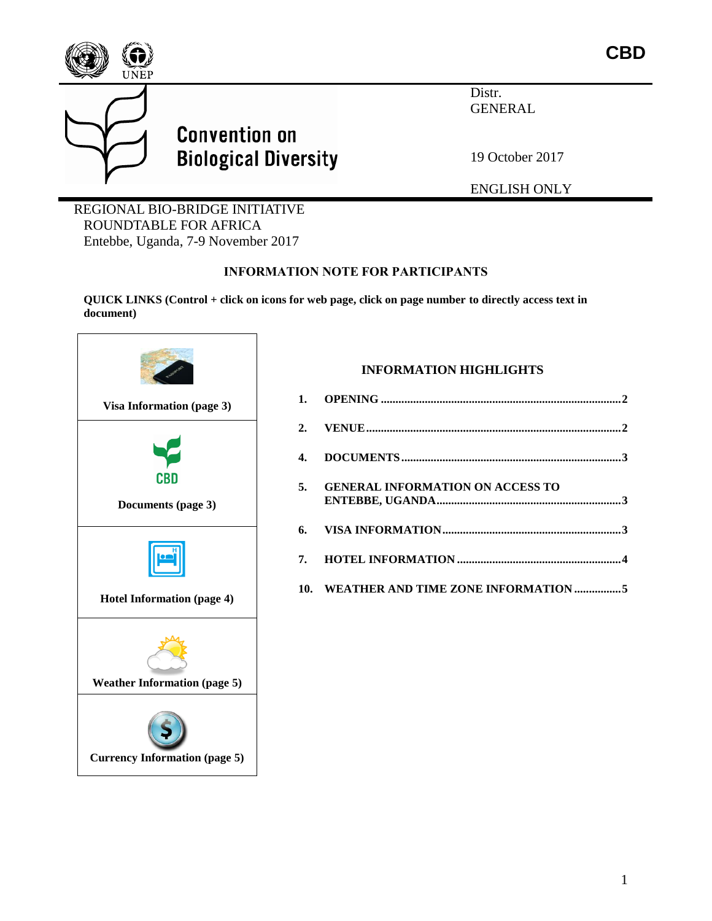CBD

Convention on Biological Diversity

Distr.
GENERAL

19 October 2017

ENGLISH ONLY

REGIONAL BIO-BRIDGE INITIATIVE
ROUNDTABLE FOR AFRICA
Entebbe, Uganda, 7-9 November 2017

## INFORMATION NOTE FOR PARTICIPANTS

**QUICK LINKS (Control + click on icons for web page, click on page number to directly access text in document)**

| |
|---|
| **Visa Information (page 3)** |
| **Documents (page 3)** |
| **Hotel Information (page 4)** |
| **Weather Information (page 5)** |
| **Currency Information (page 5)** |

### INFORMATION HIGHLIGHTS

**1. OPENING** ........ 2

**2. VENUE** ........ 2

**4. DOCUMENTS** ........ 3

**5. GENERAL INFORMATION ON ACCESS TO ENTEBBE, UGANDA** ........ 3

**6. VISA INFORMATION** ........ 3

**7. HOTEL INFORMATION** ........ 4

**10. WEATHER AND TIME ZONE INFORMATION** ........ 5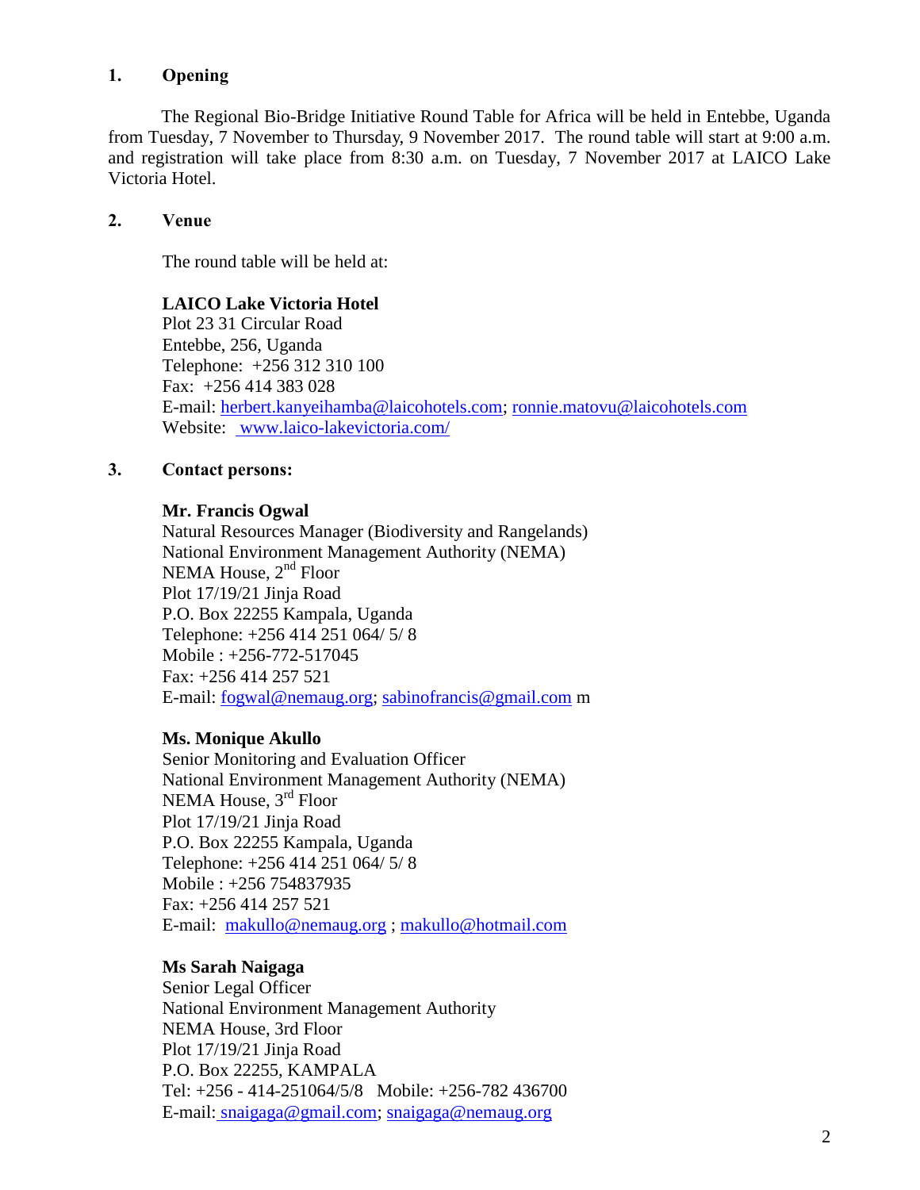## 1. Opening

The Regional Bio-Bridge Initiative Round Table for Africa will be held in Entebbe, Uganda from Tuesday, 7 November to Thursday, 9 November 2017. The round table will start at 9:00 a.m. and registration will take place from 8:30 a.m. on Tuesday, 7 November 2017 at LAICO Lake Victoria Hotel.

## 2. Venue

The round table will be held at:

**LAICO Lake Victoria Hotel**
Plot 23 31 Circular Road
Entebbe, 256, Uganda
Telephone: +256 312 310 100
Fax: +256 414 383 028
E-mail: herbert.kanyeihamba@laicohotels.com; ronnie.matovu@laicohotels.com
Website: www.laico-lakevictoria.com/

## 3. Contact persons:

**Mr. Francis Ogwal**
Natural Resources Manager (Biodiversity and Rangelands)
National Environment Management Authority (NEMA)
NEMA House, 2nd Floor
Plot 17/19/21 Jinja Road
P.O. Box 22255 Kampala, Uganda
Telephone: +256 414 251 064/ 5/ 8
Mobile : +256-772-517045
Fax: +256 414 257 521
E-mail: fogwal@nemaug.org; sabinofrancis@gmail.com m

**Ms. Monique Akullo**
Senior Monitoring and Evaluation Officer
National Environment Management Authority (NEMA)
NEMA House, 3rd Floor
Plot 17/19/21 Jinja Road
P.O. Box 22255 Kampala, Uganda
Telephone: +256 414 251 064/ 5/ 8
Mobile : +256 754837935
Fax: +256 414 257 521
E-mail: makullo@nemaug.org ; makullo@hotmail.com

**Ms Sarah Naigaga**
Senior Legal Officer
National Environment Management Authority
NEMA House, 3rd Floor
Plot 17/19/21 Jinja Road
P.O. Box 22255, KAMPALA
Tel: +256 - 414-251064/5/8 Mobile: +256-782 436700
E-mail: snaigaga@gmail.com; snaigaga@nemaug.org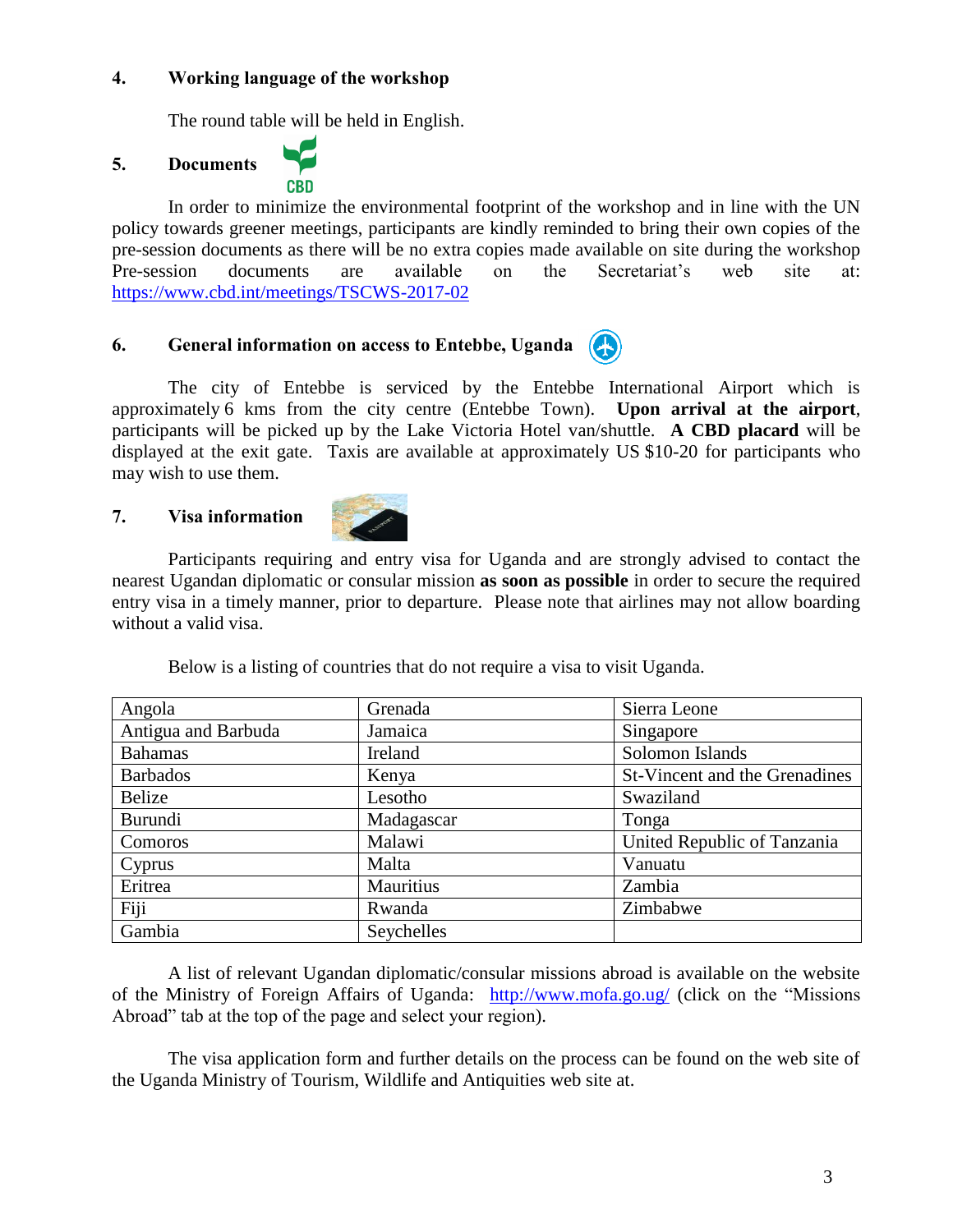## 4. Working language of the workshop

The round table will be held in English.

## 5. Documents

In order to minimize the environmental footprint of the workshop and in line with the UN policy towards greener meetings, participants are kindly reminded to bring their own copies of the pre-session documents as there will be no extra copies made available on site during the workshop Pre-session documents are available on the Secretariat's web site at: https://www.cbd.int/meetings/TSCWS-2017-02

## 6. General information on access to Entebbe, Uganda

The city of Entebbe is serviced by the Entebbe International Airport which is approximately 6 kms from the city centre (Entebbe Town). **Upon arrival at the airport**, participants will be picked up by the Lake Victoria Hotel van/shuttle. **A CBD placard** will be displayed at the exit gate. Taxis are available at approximately US $10-20 for participants who may wish to use them.

## 7. Visa information

Participants requiring and entry visa for Uganda and are strongly advised to contact the nearest Ugandan diplomatic or consular mission **as soon as possible** in order to secure the required entry visa in a timely manner, prior to departure. Please note that airlines may not allow boarding without a valid visa.

Below is a listing of countries that do not require a visa to visit Uganda.

| | | |
|---|---|---|
| Angola | Grenada | Sierra Leone |
| Antigua and Barbuda | Jamaica | Singapore |
| Bahamas | Ireland | Solomon Islands |
| Barbados | Kenya | St-Vincent and the Grenadines |
| Belize | Lesotho | Swaziland |
| Burundi | Madagascar | Tonga |
| Comoros | Malawi | United Republic of Tanzania |
| Cyprus | Malta | Vanuatu |
| Eritrea | Mauritius | Zambia |
| Fiji | Rwanda | Zimbabwe |
| Gambia | Seychelles | |

A list of relevant Ugandan diplomatic/consular missions abroad is available on the website of the Ministry of Foreign Affairs of Uganda: http://www.mofa.go.ug/ (click on the "Missions Abroad" tab at the top of the page and select your region).

The visa application form and further details on the process can be found on the web site of the Uganda Ministry of Tourism, Wildlife and Antiquities web site at.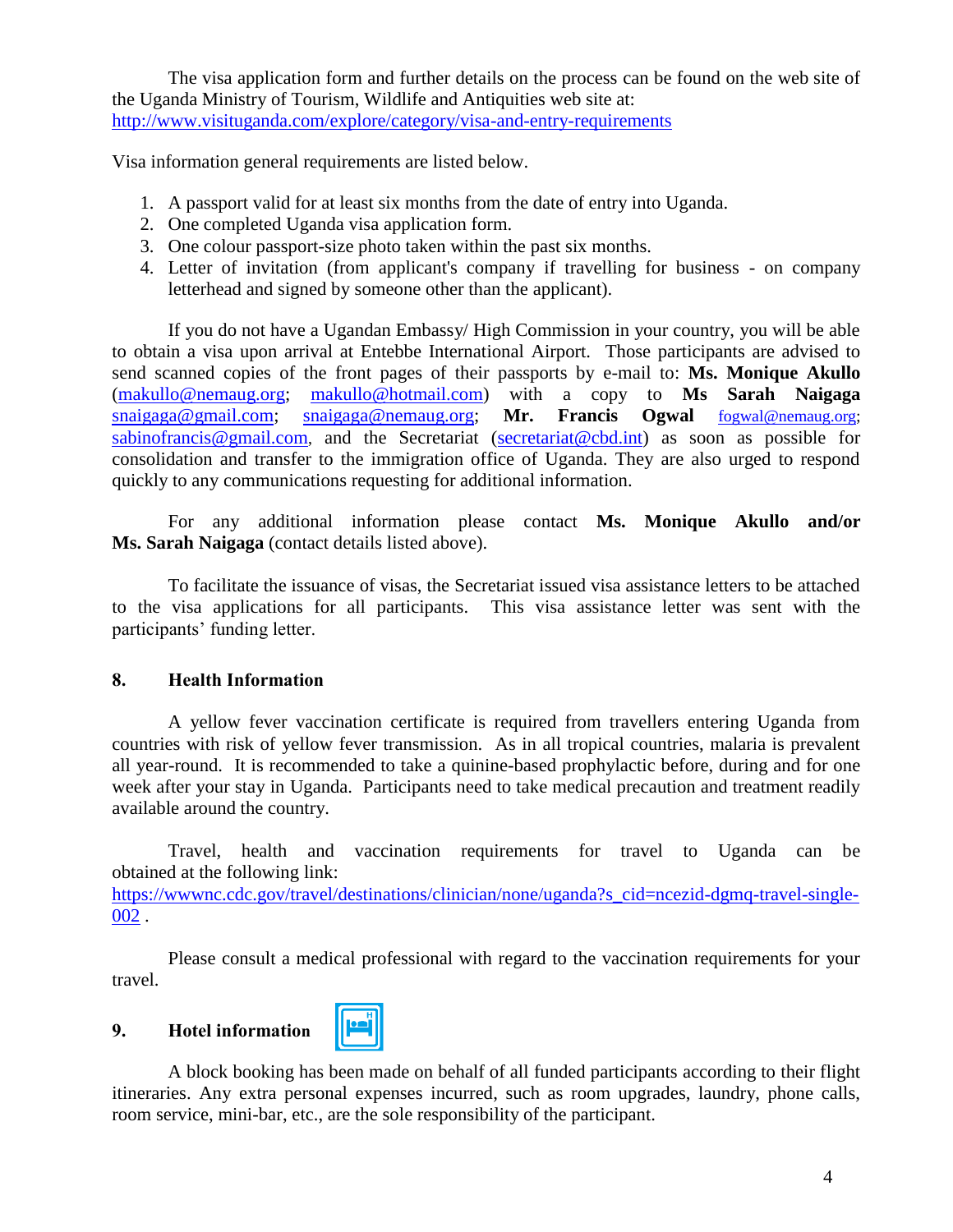The visa application form and further details on the process can be found on the web site of the Uganda Ministry of Tourism, Wildlife and Antiquities web site at: http://www.visituganda.com/explore/category/visa-and-entry-requirements

Visa information general requirements are listed below.

1. A passport valid for at least six months from the date of entry into Uganda.
2. One completed Uganda visa application form.
3. One colour passport-size photo taken within the past six months.
4. Letter of invitation (from applicant's company if travelling for business - on company letterhead and signed by someone other than the applicant).

If you do not have a Ugandan Embassy/ High Commission in your country, you will be able to obtain a visa upon arrival at Entebbe International Airport. Those participants are advised to send scanned copies of the front pages of their passports by e-mail to: **Ms. Monique Akullo** (makullo@nemaug.org; makullo@hotmail.com) with a copy to **Ms Sarah Naigaga** snaigaga@gmail.com; snaigaga@nemaug.org; **Mr. Francis Ogwal** fogwal@nemaug.org; sabinofrancis@gmail.com, and the Secretariat (secretariat@cbd.int) as soon as possible for consolidation and transfer to the immigration office of Uganda. They are also urged to respond quickly to any communications requesting for additional information.

For any additional information please contact **Ms. Monique Akullo and/or Ms. Sarah Naigaga** (contact details listed above).

To facilitate the issuance of visas, the Secretariat issued visa assistance letters to be attached to the visa applications for all participants. This visa assistance letter was sent with the participants' funding letter.

## 8. Health Information

A yellow fever vaccination certificate is required from travellers entering Uganda from countries with risk of yellow fever transmission. As in all tropical countries, malaria is prevalent all year-round. It is recommended to take a quinine-based prophylactic before, during and for one week after your stay in Uganda. Participants need to take medical precaution and treatment readily available around the country.

Travel, health and vaccination requirements for travel to Uganda can be obtained at the following link: https://wwwnc.cdc.gov/travel/destinations/clinician/none/uganda?s_cid=ncezid-dgmq-travel-single-002 .

Please consult a medical professional with regard to the vaccination requirements for your travel.

## 9. Hotel information

A block booking has been made on behalf of all funded participants according to their flight itineraries. Any extra personal expenses incurred, such as room upgrades, laundry, phone calls, room service, mini-bar, etc., are the sole responsibility of the participant.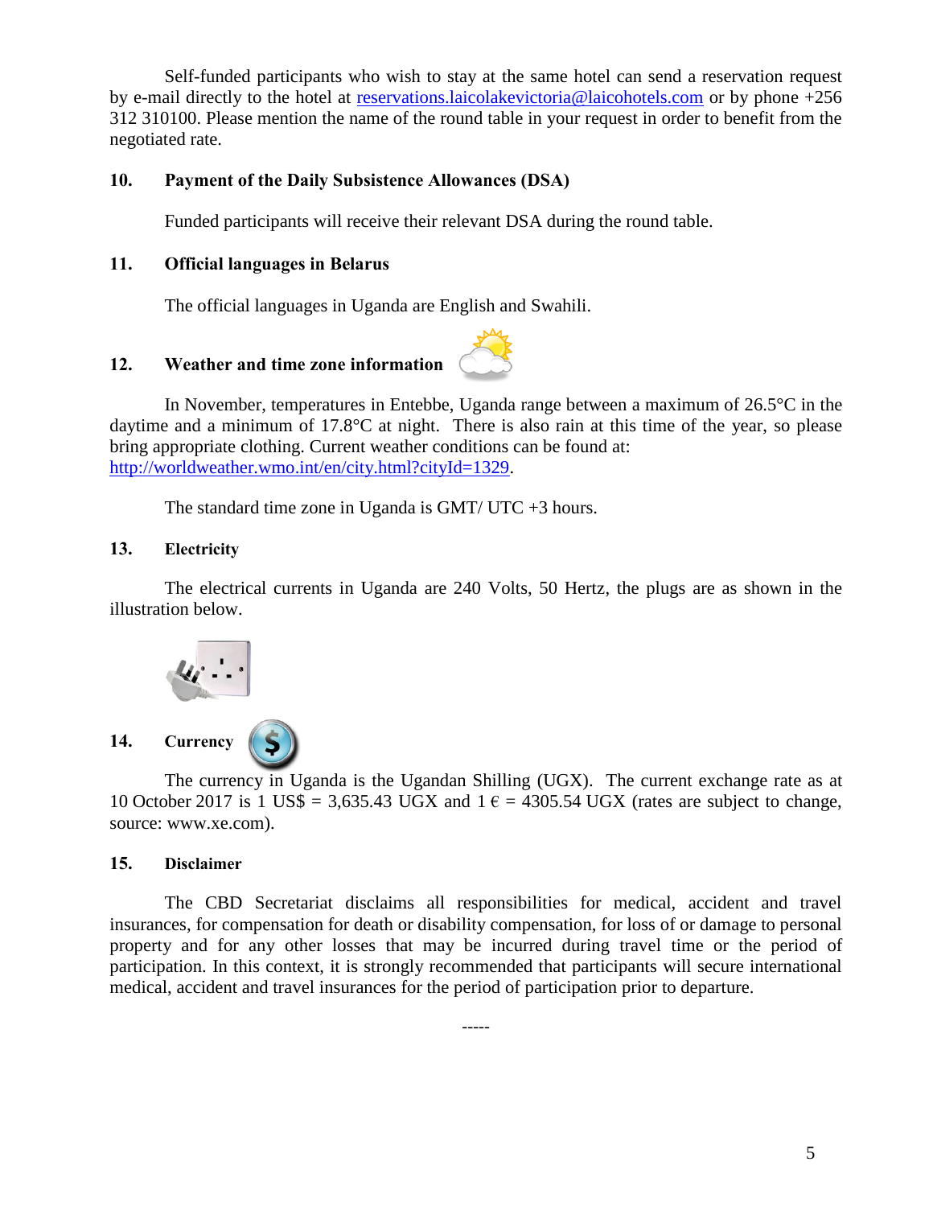Self-funded participants who wish to stay at the same hotel can send a reservation request by e-mail directly to the hotel at reservations.laicolakevictoria@laicohotels.com or by phone +256 312 310100. Please mention the name of the round table in your request in order to benefit from the negotiated rate.

## 10. Payment of the Daily Subsistence Allowances (DSA)

Funded participants will receive their relevant DSA during the round table.

## 11. Official languages in Belarus

The official languages in Uganda are English and Swahili.

## 12. Weather and time zone information

In November, temperatures in Entebbe, Uganda range between a maximum of 26.5°C in the daytime and a minimum of 17.8°C at night. There is also rain at this time of the year, so please bring appropriate clothing. Current weather conditions can be found at: http://worldweather.wmo.int/en/city.html?cityId=1329.

The standard time zone in Uganda is GMT/ UTC +3 hours.

## 13. Electricity

The electrical currents in Uganda are 240 Volts, 50 Hertz, the plugs are as shown in the illustration below.

## 14. Currency

The currency in Uganda is the Ugandan Shilling (UGX). The current exchange rate as at 10 October 2017 is 1 US$ = 3,635.43 UGX and 1 € = 4305.54 UGX (rates are subject to change, source: www.xe.com).

## 15. Disclaimer

The CBD Secretariat disclaims all responsibilities for medical, accident and travel insurances, for compensation for death or disability compensation, for loss of or damage to personal property and for any other losses that may be incurred during travel time or the period of participation. In this context, it is strongly recommended that participants will secure international medical, accident and travel insurances for the period of participation prior to departure.

-----